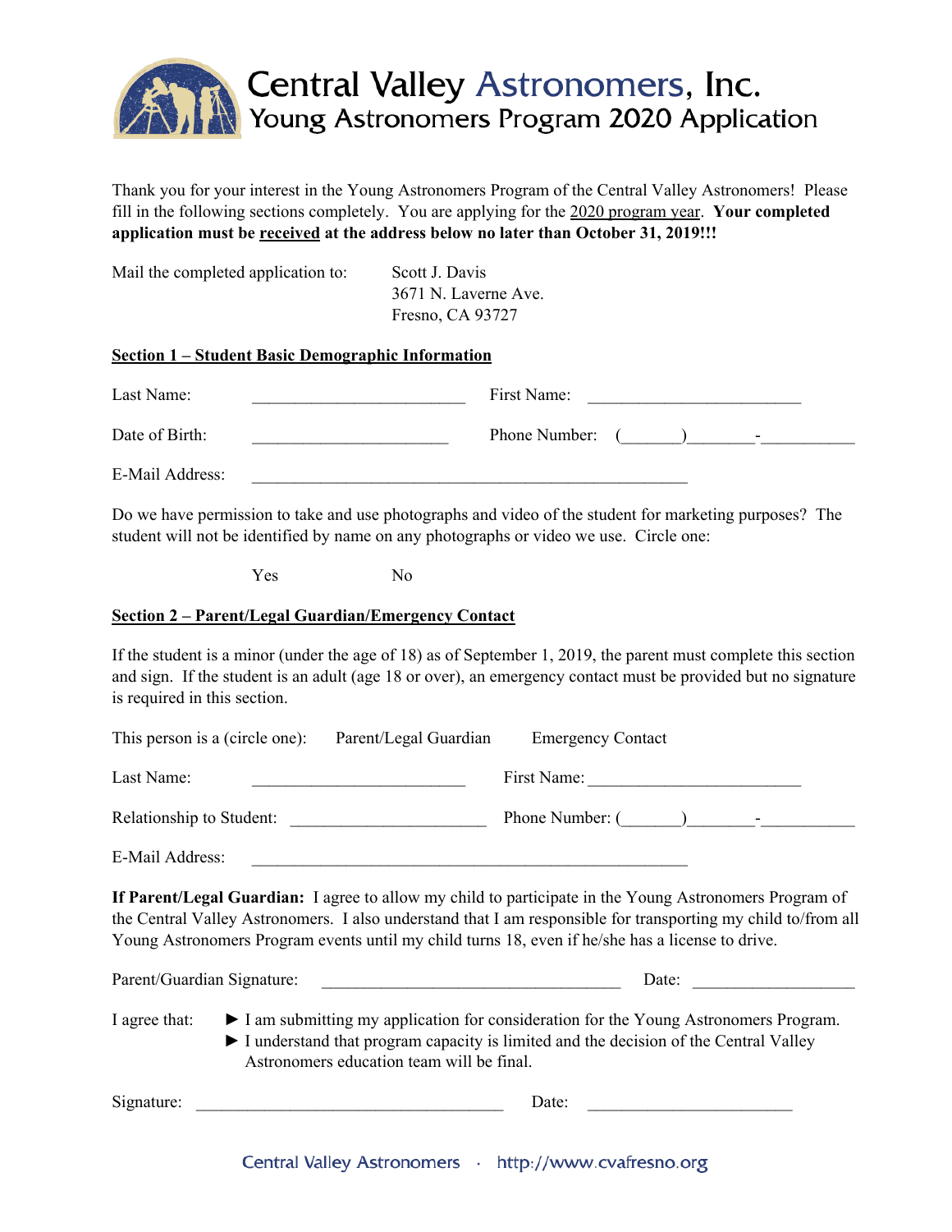# Central Valley Astronomers, Inc.

## Young Astronomers Program 2020 Application

Thank you for your interest in the Young Astronomers Program of the Central Valley Astronomers! Please fill in the following sections completely. You are applying for the 2020 program year. **Your completed application must be received at the address below no later than October 31, 2019!!!**

Mail the completed application to:

Scott J. Davis
3671 N. Laverne Ave.
Fresno, CA 93727

### Section 1 – Student Basic Demographic Information

Last Name: ________________________ First Name: ________________________

Date of Birth: ______________________ Phone Number: (______)_______-__________

E-Mail Address: __________________________________________________

Do we have permission to take and use photographs and video of the student for marketing purposes? The student will not be identified by name on any photographs or video we use. Circle one:

Yes No

### Section 2 – Parent/Legal Guardian/Emergency Contact

If the student is a minor (under the age of 18) as of September 1, 2019, the parent must complete this section and sign. If the student is an adult (age 18 or over), an emergency contact must be provided but no signature is required in this section.

This person is a (circle one): Parent/Legal Guardian Emergency Contact

Last Name: ________________________ First Name: ________________________

Relationship to Student: ______________________ Phone Number: (______)_______-__________

E-Mail Address: __________________________________________________

**If Parent/Legal Guardian:** I agree to allow my child to participate in the Young Astronomers Program of the Central Valley Astronomers. I also understand that I am responsible for transporting my child to/from all Young Astronomers Program events until my child turns 18, even if he/she has a license to drive.

Parent/Guardian Signature: __________________________________ Date: __________________

I agree that:

- ► I am submitting my application for consideration for the Young Astronomers Program.
- ► I understand that program capacity is limited and the decision of the Central Valley Astronomers education team will be final.

Signature: __________________________________ Date: ______________________

Central Valley Astronomers · http://www.cvafresno.org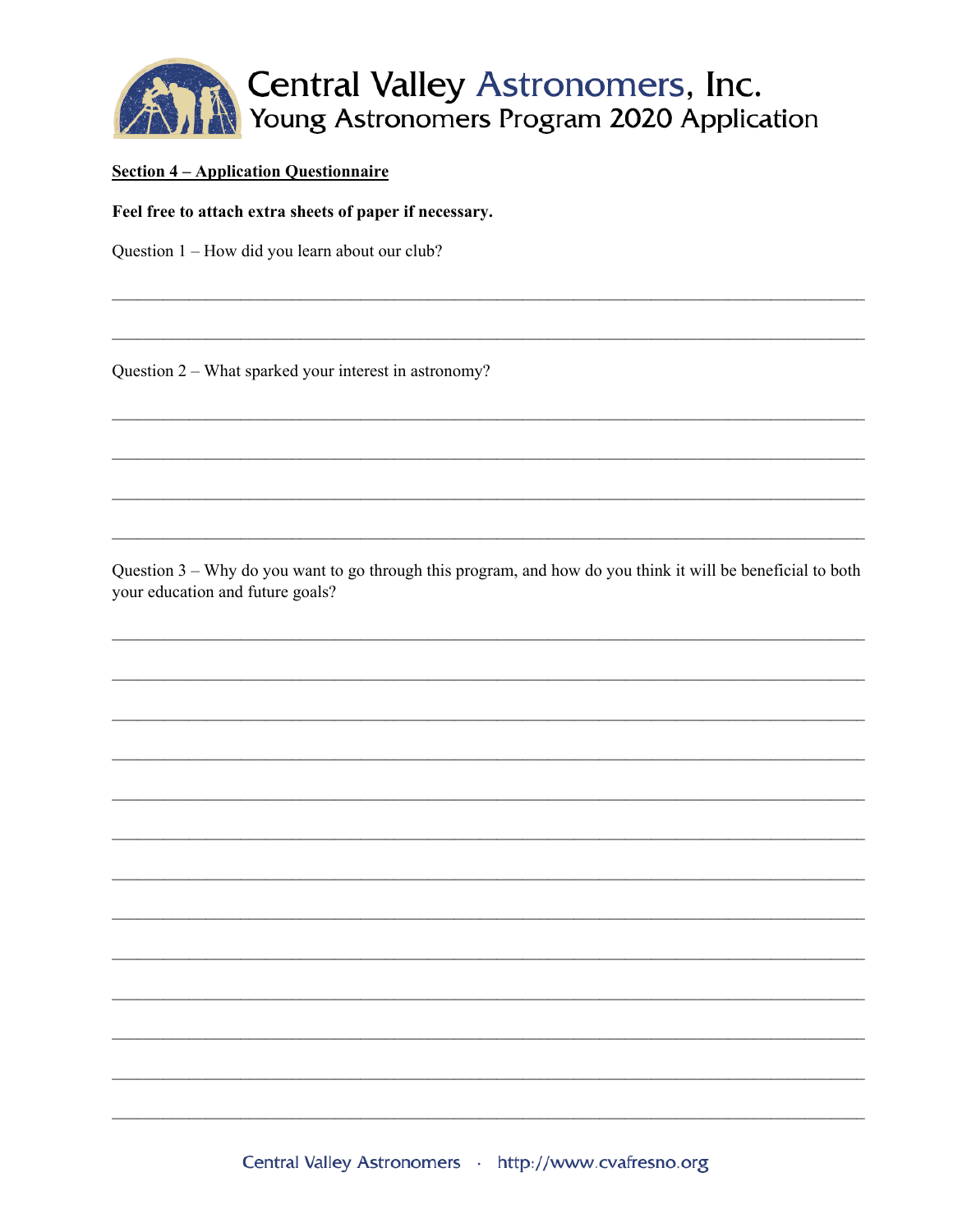# Central Valley Astronomers, Inc.
## Young Astronomers Program 2020 Application

**Section 4 – Application Questionnaire**

**Feel free to attach extra sheets of paper if necessary.**

Question 1 – How did you learn about our club?

______________________________________________________________________________

______________________________________________________________________________

Question 2 – What sparked your interest in astronomy?

______________________________________________________________________________

______________________________________________________________________________

______________________________________________________________________________

______________________________________________________________________________

Question 3 – Why do you want to go through this program, and how do you think it will be beneficial to both your education and future goals?

______________________________________________________________________________

______________________________________________________________________________

______________________________________________________________________________

______________________________________________________________________________

______________________________________________________________________________

______________________________________________________________________________

______________________________________________________________________________

______________________________________________________________________________

______________________________________________________________________________

______________________________________________________________________________

______________________________________________________________________________

______________________________________________________________________________

______________________________________________________________________________

Central Valley Astronomers · http://www.cvafresno.org